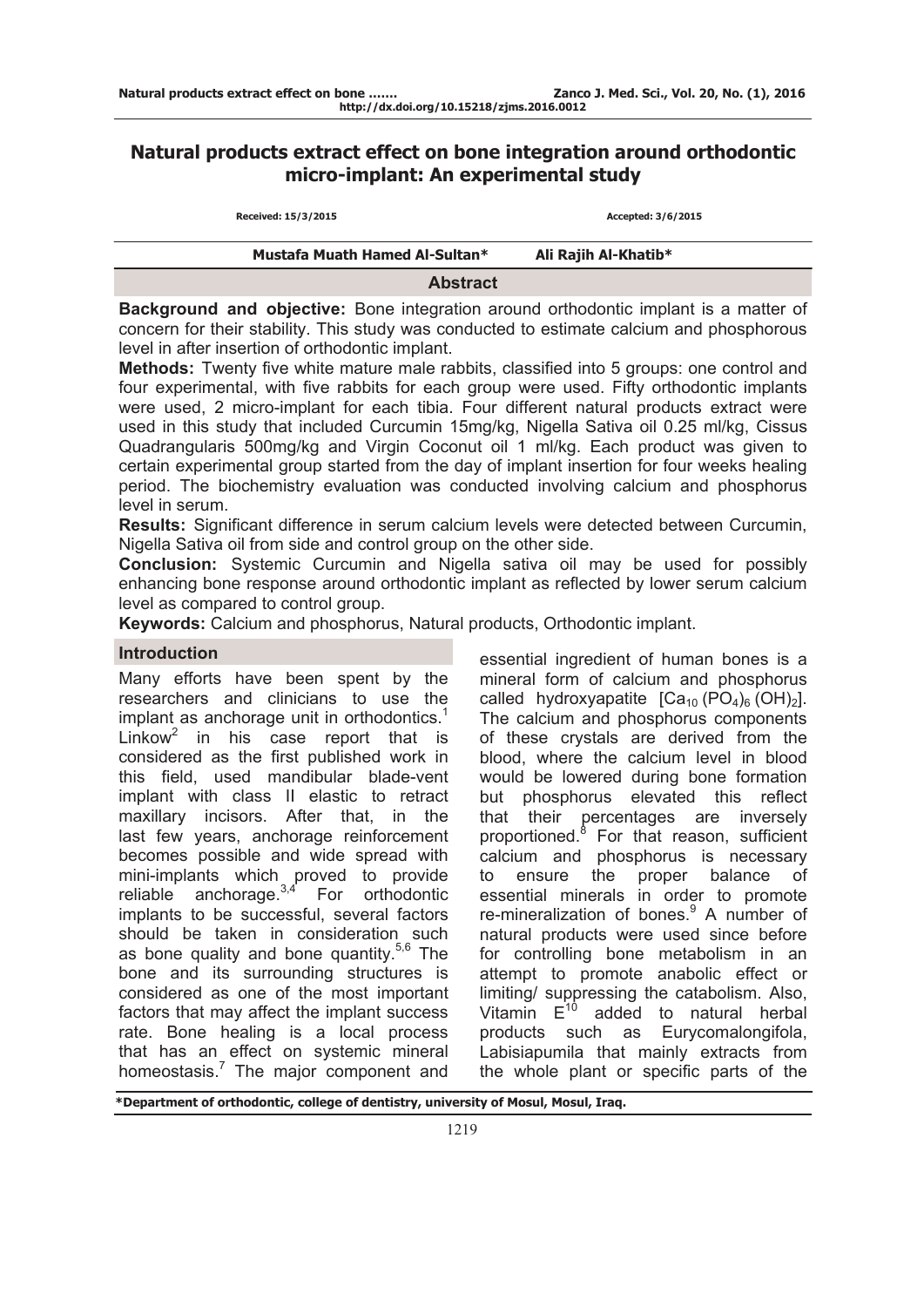# Natural products extract effect on bone integration around orthodontic micro-implant: An experimental study

Received: 15/3/2015 Accepted: 3/6/2015

**Mustafa Muath Hamed Al-Sultan*** **Ali Rajih Al-Khatib***

## Abstract

**Background and objective:** Bone integration around orthodontic implant is a matter of concern for their stability. This study was conducted to estimate calcium and phosphorous level in after insertion of orthodontic implant.

**Methods:** Twenty five white mature male rabbits, classified into 5 groups: one control and four experimental, with five rabbits for each group were used. Fifty orthodontic implants were used, 2 micro-implant for each tibia. Four different natural products extract were used in this study that included Curcumin 15mg/kg, Nigella Sativa oil 0.25 ml/kg, Cissus Quadrangularis 500mg/kg and Virgin Coconut oil 1 ml/kg. Each product was given to certain experimental group started from the day of implant insertion for four weeks healing period. The biochemistry evaluation was conducted involving calcium and phosphorus level in serum.

**Results:** Significant difference in serum calcium levels were detected between Curcumin, Nigella Sativa oil from side and control group on the other side.

**Conclusion:** Systemic Curcumin and Nigella sativa oil may be used for possibly enhancing bone response around orthodontic implant as reflected by lower serum calcium level as compared to control group.

**Keywords:** Calcium and phosphorus, Natural products, Orthodontic implant.

## Introduction

Many efforts have been spent by the researchers and clinicians to use the implant as anchorage unit in orthodontics.[1] Linkow[2] in his case report that is considered as the first published work in this field, used mandibular blade-vent implant with class II elastic to retract maxillary incisors. After that, in the last few years, anchorage reinforcement becomes possible and wide spread with mini-implants which proved to provide reliable anchorage.[3,4] For orthodontic implants to be successful, several factors should be taken in consideration such as bone quality and bone quantity.[5,6] The bone and its surrounding structures is considered as one of the most important factors that may affect the implant success rate. Bone healing is a local process that has an effect on systemic mineral homeostasis.[7] The major component and essential ingredient of human bones is a mineral form of calcium and phosphorus called hydroxyapatite $[Ca_{10}(PO_4)_6(OH)_2]$. The calcium and phosphorus components of these crystals are derived from the blood, where the calcium level in blood would be lowered during bone formation but phosphorus elevated this reflect that their percentages are inversely proportioned.[8] For that reason, sufficient calcium and phosphorus is necessary to ensure the proper balance of essential minerals in order to promote re-mineralization of bones.[9] A number of natural products were used since before for controlling bone metabolism in an attempt to promote anabolic effect or limiting/ suppressing the catabolism. Also, Vitamin E[10] added to natural herbal products such as Eurycomalongifola, Labisiapumila that mainly extracts from the whole plant or specific parts of the

*Department of orthodontic, college of dentistry, university of Mosul, Mosul, Iraq.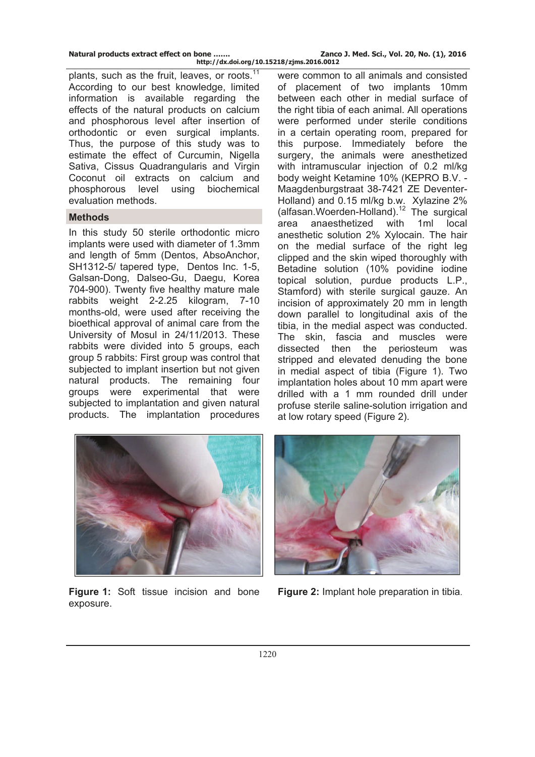plants, such as the fruit, leaves, or roots.[11] According to our best knowledge, limited information is available regarding the effects of the natural products on calcium and phosphorous level after insertion of orthodontic or even surgical implants. Thus, the purpose of this study was to estimate the effect of Curcumin, Nigella Sativa, Cissus Quadrangularis and Virgin Coconut oil extracts on calcium and phosphorous level using biochemical evaluation methods.

## Methods

In this study 50 sterile orthodontic micro implants were used with diameter of 1.3mm and length of 5mm (Dentos, AbsoAnchor, SH1312-5/ tapered type, Dentos Inc. 1-5, Galsan-Dong, Dalseo-Gu, Daegu, Korea 704-900). Twenty five healthy mature male rabbits weight 2-2.25 kilogram, 7-10 months-old, were used after receiving the bioethical approval of animal care from the University of Mosul in 24/11/2013. These rabbits were divided into 5 groups, each group 5 rabbits: First group was control that subjected to implant insertion but not given natural products. The remaining four groups were experimental that were subjected to implantation and given natural products. The implantation procedures were common to all animals and consisted of placement of two implants 10mm between each other in medial surface of the right tibia of each animal. All operations were performed under sterile conditions in a certain operating room, prepared for this purpose. Immediately before the surgery, the animals were anesthetized with intramuscular injection of 0.2 ml/kg body weight Ketamine 10% (KEPRO B.V. - Maagdenburgstraat 38-7421 ZE Deventer-Holland) and 0.15 ml/kg b.w. Xylazine 2% (alfasan.Woerden-Holland).[12] The surgical area anaesthetized with 1ml local anesthetic solution 2% Xylocain. The hair on the medial surface of the right leg clipped and the skin wiped thoroughly with Betadine solution (10% povidine iodine topical solution, purdue products L.P., Stamford) with sterile surgical gauze. An incision of approximately 20 mm in length down parallel to longitudinal axis of the tibia, in the medial aspect was conducted. The skin, fascia and muscles were dissected then the periosteum was stripped and elevated denuding the bone in medial aspect of tibia (Figure 1). Two implantation holes about 10 mm apart were drilled with a 1 mm rounded drill under profuse sterile saline-solution irrigation and at low rotary speed (Figure 2).

**Figure 1:** Soft tissue incision and bone exposure.

**Figure 2:** Implant hole preparation in tibia.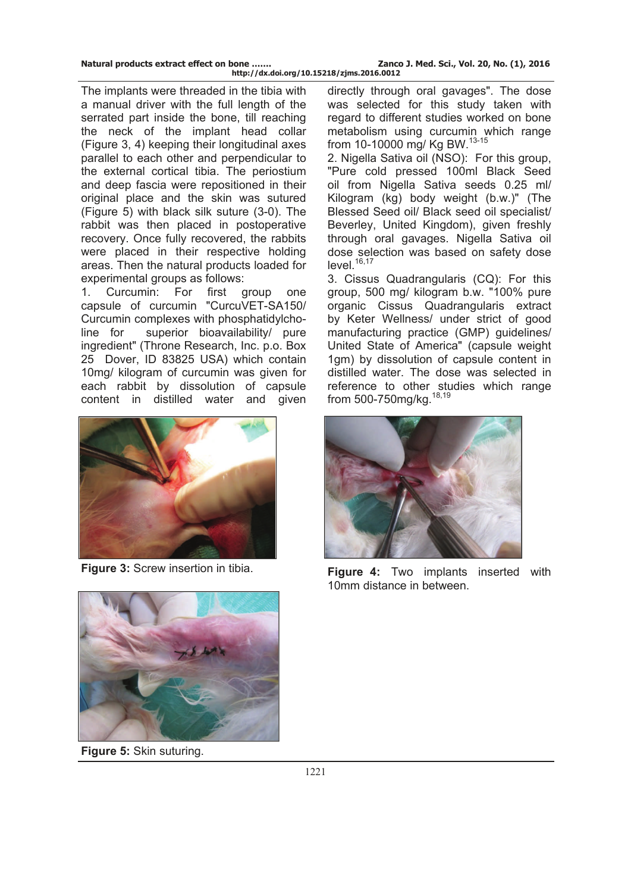The implants were threaded in the tibia with a manual driver with the full length of the serrated part inside the bone, till reaching the neck of the implant head collar (Figure 3, 4) keeping their longitudinal axes parallel to each other and perpendicular to the external cortical tibia. The periostium and deep fascia were repositioned in their original place and the skin was sutured (Figure 5) with black silk suture (3-0). The rabbit was then placed in postoperative recovery. Once fully recovered, the rabbits were placed in their respective holding areas. Then the natural products loaded for experimental groups as follows:

1. Curcumin: For first group one capsule of curcumin "CurcuVET-SA150/ Curcumin complexes with phosphatidylcholine for superior bioavailability/ pure ingredient" (Throne Research, Inc. p.o. Box 25 Dover, ID 83825 USA) which contain 10mg/ kilogram of curcumin was given for each rabbit by dissolution of capsule content in distilled water and given directly through oral gavages". The dose was selected for this study taken with regard to different studies worked on bone metabolism using curcumin which range from 10-10000 mg/ Kg BW.[13-15]

2. Nigella Sativa oil (NSO): For this group, "Pure cold pressed 100ml Black Seed oil from Nigella Sativa seeds 0.25 ml/ Kilogram (kg) body weight (b.w.)" (The Blessed Seed oil/ Black seed oil specialist/ Beverley, United Kingdom), given freshly through oral gavages. Nigella Sativa oil dose selection was based on safety dose level.[16,17]

3. Cissus Quadrangularis (CQ): For this group, 500 mg/ kilogram b.w. "100% pure organic Cissus Quadrangularis extract by Keter Wellness/ under strict of good manufacturing practice (GMP) guidelines/ United State of America" (capsule weight 1gm) by dissolution of capsule content in distilled water. The dose was selected in reference to other studies which range from 500-750mg/kg.[18,19]

**Figure 3:** Screw insertion in tibia.

**Figure 4:** Two implants inserted with 10mm distance in between.

**Figure 5:** Skin suturing.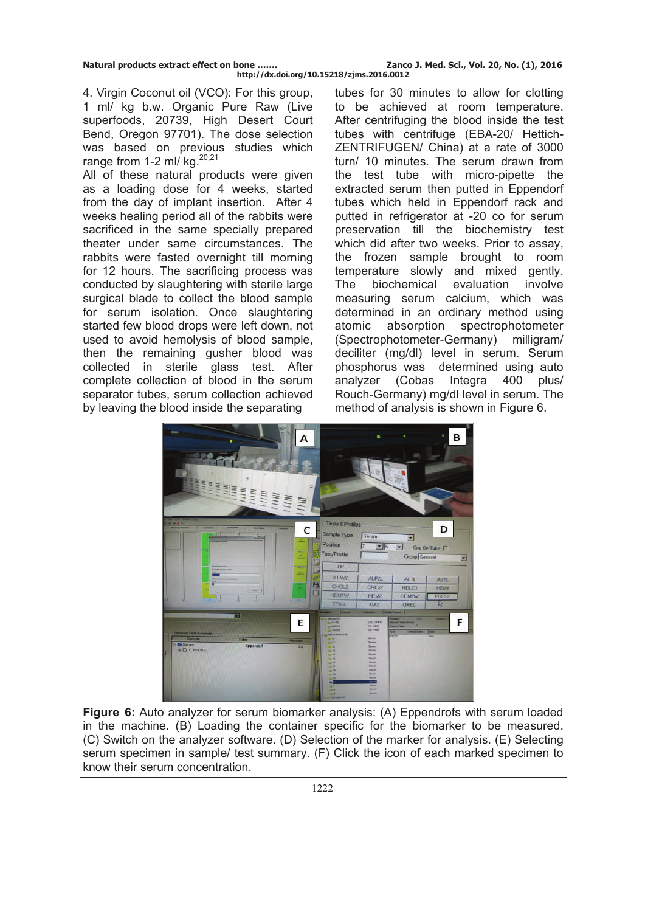4. Virgin Coconut oil (VCO): For this group, 1 ml/ kg b.w. Organic Pure Raw (Live superfoods, 20739, High Desert Court Bend, Oregon 97701). The dose selection was based on previous studies which range from 1-2 ml/ kg.[20,21]

All of these natural products were given as a loading dose for 4 weeks, started from the day of implant insertion. After 4 weeks healing period all of the rabbits were sacrificed in the same specially prepared theater under same circumstances. The rabbits were fasted overnight till morning for 12 hours. The sacrificing process was conducted by slaughtering with sterile large surgical blade to collect the blood sample for serum isolation. Once slaughtering started few blood drops were left down, not used to avoid hemolysis of blood sample, then the remaining gusher blood was collected in sterile glass test. After complete collection of blood in the serum separator tubes, serum collection achieved by leaving the blood inside the separating tubes for 30 minutes to allow for clotting to be achieved at room temperature. After centrifuging the blood inside the test tubes with centrifuge (EBA-20/ Hettich-ZENTRIFUGEN/ China) at a rate of 3000 turn/ 10 minutes. The serum drawn from the test tube with micro-pipette the extracted serum then putted in Eppendorf tubes which held in Eppendorf rack and putted in refrigerator at -20 co for serum preservation till the biochemistry test which did after two weeks. Prior to assay, the frozen sample brought to room temperature slowly and mixed gently. The biochemical evaluation involve measuring serum calcium, which was determined in an ordinary method using atomic absorption spectrophotometer (Spectrophotometer-Germany) milligram/ deciliter (mg/dl) level in serum. Serum phosphorus was determined using auto analyzer (Cobas Integra 400 plus/ Rouch-Germany) mg/dl level in serum. The method of analysis is shown in Figure 6.

**Figure 6:** Auto analyzer for serum biomarker analysis: (A) Eppendrofs with serum loaded in the machine. (B) Loading the container specific for the biomarker to be measured. (C) Switch on the analyzer software. (D) Selection of the marker for analysis. (E) Selecting serum specimen in sample/ test summary. (F) Click the icon of each marked specimen to know their serum concentration.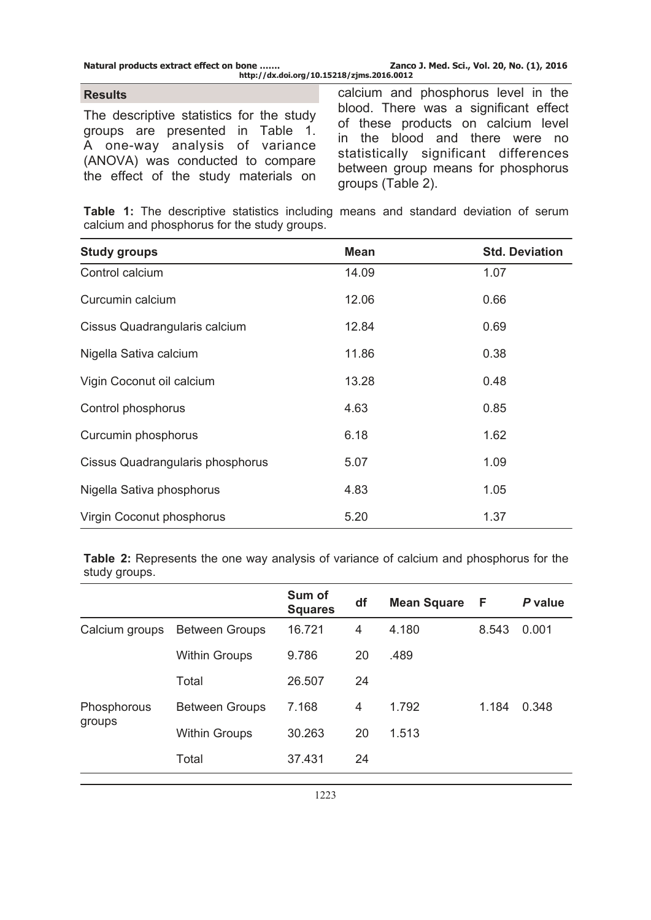## Results

The descriptive statistics for the study groups are presented in Table 1. A one-way analysis of variance (ANOVA) was conducted to compare the effect of the study materials on calcium and phosphorus level in the blood. There was a significant effect of these products on calcium level in the blood and there were no statistically significant differences between group means for phosphorus groups (Table 2).

**Table 1:** The descriptive statistics including means and standard deviation of serum calcium and phosphorus for the study groups.

| Study groups | Mean | Std. Deviation |
|---|---|---|
| Control calcium | 14.09 | 1.07 |
| Curcumin calcium | 12.06 | 0.66 |
| Cissus Quadrangularis calcium | 12.84 | 0.69 |
| Nigella Sativa calcium | 11.86 | 0.38 |
| Vigin Coconut oil calcium | 13.28 | 0.48 |
| Control phosphorus | 4.63 | 0.85 |
| Curcumin phosphorus | 6.18 | 1.62 |
| Cissus Quadrangularis phosphorus | 5.07 | 1.09 |
| Nigella Sativa phosphorus | 4.83 | 1.05 |
| Virgin Coconut phosphorus | 5.20 | 1.37 |

**Table 2:** Represents the one way analysis of variance of calcium and phosphorus for the study groups.

| | | Sum of Squares | df | Mean Square | F | *P* value |
|---|---|---|---|---|---|---|
| Calcium groups | Between Groups | 16.721 | 4 | 4.180 | 8.543 | 0.001 |
| | Within Groups | 9.786 | 20 | .489 | | |
| | Total | 26.507 | 24 | | | |
| Phosphorous groups | Between Groups | 7.168 | 4 | 1.792 | 1.184 | 0.348 |
| | Within Groups | 30.263 | 20 | 1.513 | | |
| | Total | 37.431 | 24 | | | |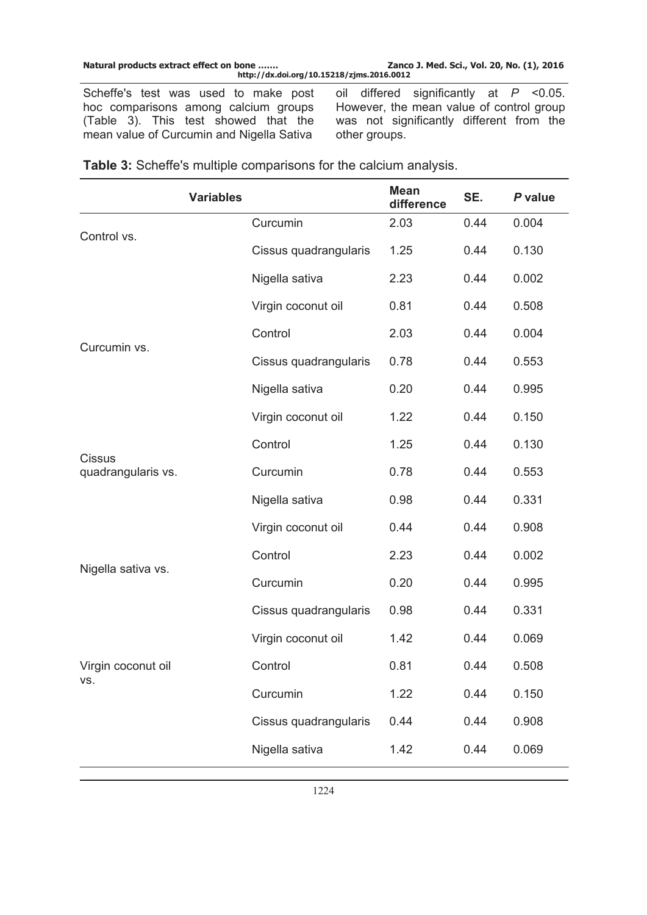Scheffe's test was used to make post hoc comparisons among calcium groups (Table 3). This test showed that the mean value of Curcumin and Nigella Sativa oil differed significantly at *P* <0.05. However, the mean value of control group was not significantly different from the other groups.

**Table 3:** Scheffe's multiple comparisons for the calcium analysis.

| Variables | | Mean difference | SE. | *P* value |
|---|---|---|---|---|
| Control vs. | Curcumin | 2.03 | 0.44 | 0.004 |
| | Cissus quadrangularis | 1.25 | 0.44 | 0.130 |
| | Nigella sativa | 2.23 | 0.44 | 0.002 |
| | Virgin coconut oil | 0.81 | 0.44 | 0.508 |
| Curcumin vs. | Control | 2.03 | 0.44 | 0.004 |
| | Cissus quadrangularis | 0.78 | 0.44 | 0.553 |
| | Nigella sativa | 0.20 | 0.44 | 0.995 |
| | Virgin coconut oil | 1.22 | 0.44 | 0.150 |
| Cissus quadrangularis vs. | Control | 1.25 | 0.44 | 0.130 |
| | Curcumin | 0.78 | 0.44 | 0.553 |
| | Nigella sativa | 0.98 | 0.44 | 0.331 |
| | Virgin coconut oil | 0.44 | 0.44 | 0.908 |
| Nigella sativa vs. | Control | 2.23 | 0.44 | 0.002 |
| | Curcumin | 0.20 | 0.44 | 0.995 |
| | Cissus quadrangularis | 0.98 | 0.44 | 0.331 |
| | Virgin coconut oil | 1.42 | 0.44 | 0.069 |
| Virgin coconut oil vs. | Control | 0.81 | 0.44 | 0.508 |
| | Curcumin | 1.22 | 0.44 | 0.150 |
| | Cissus quadrangularis | 0.44 | 0.44 | 0.908 |
| | Nigella sativa | 1.42 | 0.44 | 0.069 |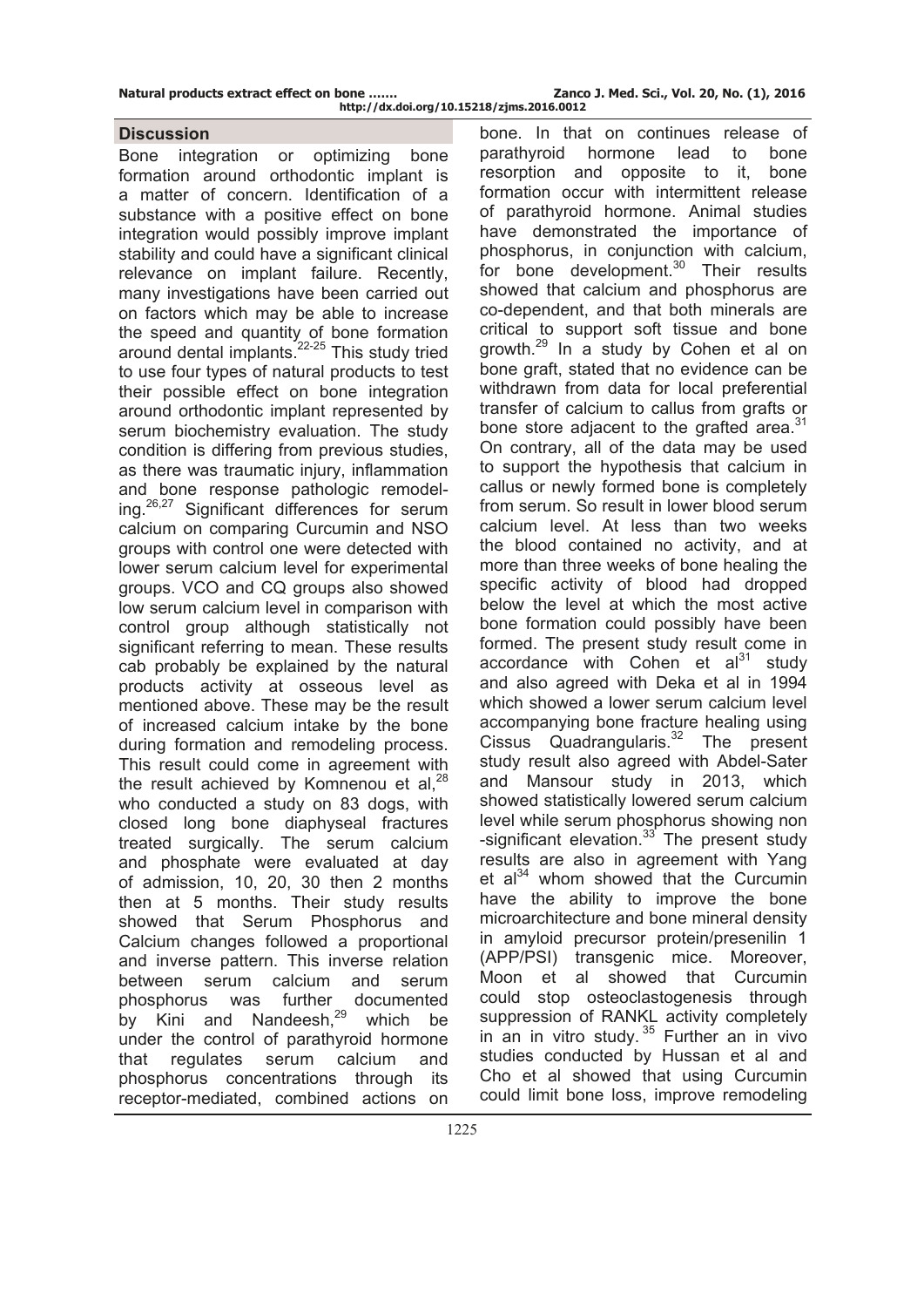## Discussion

Bone integration or optimizing bone formation around orthodontic implant is a matter of concern. Identification of a substance with a positive effect on bone integration would possibly improve implant stability and could have a significant clinical relevance on implant failure. Recently, many investigations have been carried out on factors which may be able to increase the speed and quantity of bone formation around dental implants.[22-25] This study tried to use four types of natural products to test their possible effect on bone integration around orthodontic implant represented by serum biochemistry evaluation. The study condition is differing from previous studies, as there was traumatic injury, inflammation and bone response pathologic remodeling.[26,27] Significant differences for serum calcium on comparing Curcumin and NSO groups with control one were detected with lower serum calcium level for experimental groups. VCO and CQ groups also showed low serum calcium level in comparison with control group although statistically not significant referring to mean. These results cab probably be explained by the natural products activity at osseous level as mentioned above. These may be the result of increased calcium intake by the bone during formation and remodeling process. This result could come in agreement with the result achieved by Komnenou et al,[28] who conducted a study on 83 dogs, with closed long bone diaphyseal fractures treated surgically. The serum calcium and phosphate were evaluated at day of admission, 10, 20, 30 then 2 months then at 5 months. Their study results showed that Serum Phosphorus and Calcium changes followed a proportional and inverse pattern. This inverse relation between serum calcium and serum phosphorus was further documented by Kini and Nandeesh,[29] which be under the control of parathyroid hormone that regulates serum calcium and phosphorus concentrations through its receptor-mediated, combined actions on bone. In that on continues release of parathyroid hormone lead to bone resorption and opposite to it, bone formation occur with intermittent release of parathyroid hormone. Animal studies have demonstrated the importance of phosphorus, in conjunction with calcium, for bone development.[30] Their results showed that calcium and phosphorus are co-dependent, and that both minerals are critical to support soft tissue and bone growth.[29] In a study by Cohen et al on bone graft, stated that no evidence can be withdrawn from data for local preferential transfer of calcium to callus from grafts or bone store adjacent to the grafted area.[31] On contrary, all of the data may be used to support the hypothesis that calcium in callus or newly formed bone is completely from serum. So result in lower blood serum calcium level. At less than two weeks the blood contained no activity, and at more than three weeks of bone healing the specific activity of blood had dropped below the level at which the most active bone formation could possibly have been formed. The present study result come in accordance with Cohen et al[31] study and also agreed with Deka et al in 1994 which showed a lower serum calcium level accompanying bone fracture healing using Cissus Quadrangularis.[32] The present study result also agreed with Abdel-Sater and Mansour study in 2013, which showed statistically lowered serum calcium level while serum phosphorus showing non -significant elevation.[33] The present study results are also in agreement with Yang et al[34] whom showed that the Curcumin have the ability to improve the bone microarchitecture and bone mineral density in amyloid precursor protein/presenilin 1 (APP/PSI) transgenic mice. Moreover, Moon et al showed that Curcumin could stop osteoclastogenesis through suppression of RANKL activity completely in an in vitro study.[35] Further an in vivo studies conducted by Hussan et al and Cho et al showed that using Curcumin could limit bone loss, improve remodeling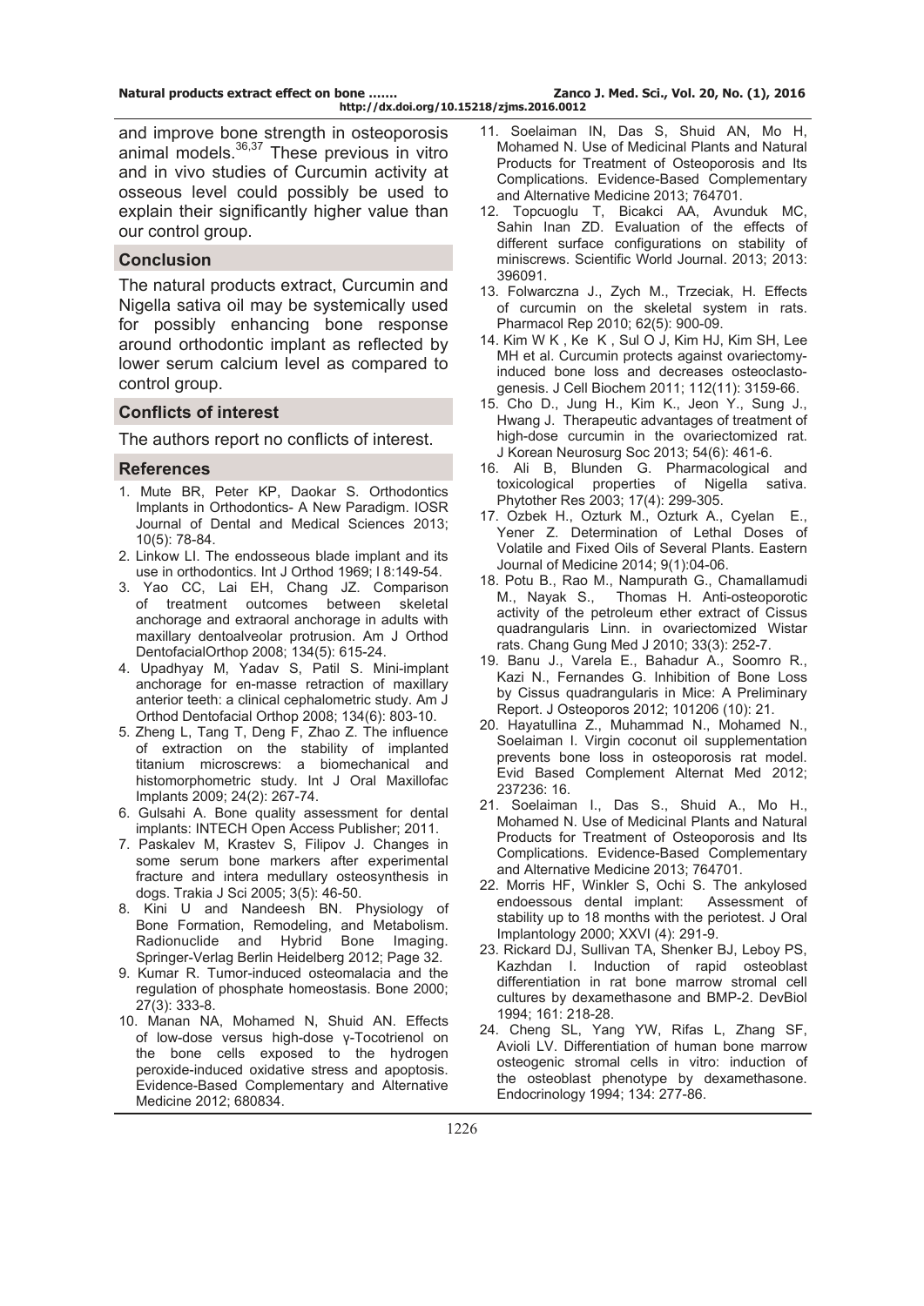and improve bone strength in osteoporosis animal models.[36,37] These previous in vitro and in vivo studies of Curcumin activity at osseous level could possibly be used to explain their significantly higher value than our control group.

## Conclusion

The natural products extract, Curcumin and Nigella sativa oil may be systemically used for possibly enhancing bone response around orthodontic implant as reflected by lower serum calcium level as compared to control group.

## Conflicts of interest

The authors report no conflicts of interest.

## References

1. Mute BR, Peter KP, Daokar S. Orthodontics Implants in Orthodontics- A New Paradigm. IOSR Journal of Dental and Medical Sciences 2013; 10(5): 78-84.
2. Linkow LI. The endosseous blade implant and its use in orthodontics. Int J Orthod 1969; l 8:149-54.
3. Yao CC, Lai EH, Chang JZ. Comparison of treatment outcomes between skeletal anchorage and extraoral anchorage in adults with maxillary dentoalveolar protrusion. Am J Orthod DentofacialOrthop 2008; 134(5): 615-24.
4. Upadhyay M, Yadav S, Patil S. Mini-implant anchorage for en-masse retraction of maxillary anterior teeth: a clinical cephalometric study. Am J Orthod Dentofacial Orthop 2008; 134(6): 803-10.
5. Zheng L, Tang T, Deng F, Zhao Z. The influence of extraction on the stability of implanted titanium microscrews: a biomechanical and histomorphometric study. Int J Oral Maxillofac Implants 2009; 24(2): 267-74.
6. Gulsahi A. Bone quality assessment for dental implants: INTECH Open Access Publisher; 2011.
7. Paskalev M, Krastev S, Filipov J. Changes in some serum bone markers after experimental fracture and intera medullary osteosynthesis in dogs. Trakia J Sci 2005; 3(5): 46-50.
8. Kini U and Nandeesh BN. Physiology of Bone Formation, Remodeling, and Metabolism. Radionuclide and Hybrid Bone Imaging. Springer-Verlag Berlin Heidelberg 2012; Page 32.
9. Kumar R. Tumor-induced osteomalacia and the regulation of phosphate homeostasis. Bone 2000; 27(3): 333-8.
10. Manan NA, Mohamed N, Shuid AN. Effects of low-dose versus high-dose γ-Tocotrienol on the bone cells exposed to the hydrogen peroxide-induced oxidative stress and apoptosis. Evidence-Based Complementary and Alternative Medicine 2012; 680834.
11. Soelaiman IN, Das S, Shuid AN, Mo H, Mohamed N. Use of Medicinal Plants and Natural Products for Treatment of Osteoporosis and Its Complications. Evidence-Based Complementary and Alternative Medicine 2013; 764701.
12. Topcuoglu T, Bicakci AA, Avunduk MC, Sahin Inan ZD. Evaluation of the effects of different surface configurations on stability of miniscrews. Scientific World Journal. 2013; 2013: 396091.
13. Folwarczna J., Zych M., Trzeciak, H. Effects of curcumin on the skeletal system in rats. Pharmacol Rep 2010; 62(5): 900-09.
14. Kim W K , Ke K , Sul O J, Kim HJ, Kim SH, Lee MH et al. Curcumin protects against ovariectomy-induced bone loss and decreases osteoclastogenesis. J Cell Biochem 2011; 112(11): 3159-66.
15. Cho D., Jung H., Kim K., Jeon Y., Sung J., Hwang J. Therapeutic advantages of treatment of high-dose curcumin in the ovariectomized rat. J Korean Neurosurg Soc 2013; 54(6): 461-6.
16. Ali B, Blunden G. Pharmacological and toxicological properties of Nigella sativa. Phytother Res 2003; 17(4): 299-305.
17. Ozbek H., Ozturk M., Ozturk A., Cyelan E., Yener Z. Determination of Lethal Doses of Volatile and Fixed Oils of Several Plants. Eastern Journal of Medicine 2014; 9(1):04-06.
18. Potu B., Rao M., Nampurath G., Chamallamudi M., Nayak S., Thomas H. Anti-osteoporotic activity of the petroleum ether extract of Cissus quadrangularis Linn. in ovariectomized Wistar rats. Chang Gung Med J 2010; 33(3): 252-7.
19. Banu J., Varela E., Bahadur A., Soomro R., Kazi N., Fernandes G. Inhibition of Bone Loss by Cissus quadrangularis in Mice: A Preliminary Report. J Osteoporos 2012; 101206 (10): 21.
20. Hayatullina Z., Muhammad N., Mohamed N., Soelaiman I. Virgin coconut oil supplementation prevents bone loss in osteoporosis rat model. Evid Based Complement Alternat Med 2012; 237236: 16.
21. Soelaiman I., Das S., Shuid A., Mo H., Mohamed N. Use of Medicinal Plants and Natural Products for Treatment of Osteoporosis and Its Complications. Evidence-Based Complementary and Alternative Medicine 2013; 764701.
22. Morris HF, Winkler S, Ochi S. The ankylosed endoessous dental implant: Assessment of stability up to 18 months with the periotest. J Oral Implantology 2000; XXVI (4): 291-9.
23. Rickard DJ, Sullivan TA, Shenker BJ, Leboy PS, Kazhdan I. Induction of rapid osteoblast differentiation in rat bone marrow stromal cell cultures by dexamethasone and BMP-2. DevBiol 1994; 161: 218-28.
24. Cheng SL, Yang YW, Rifas L, Zhang SF, Avioli LV. Differentiation of human bone marrow osteogenic stromal cells in vitro: induction of the osteoblast phenotype by dexamethasone. Endocrinology 1994; 134: 277-86.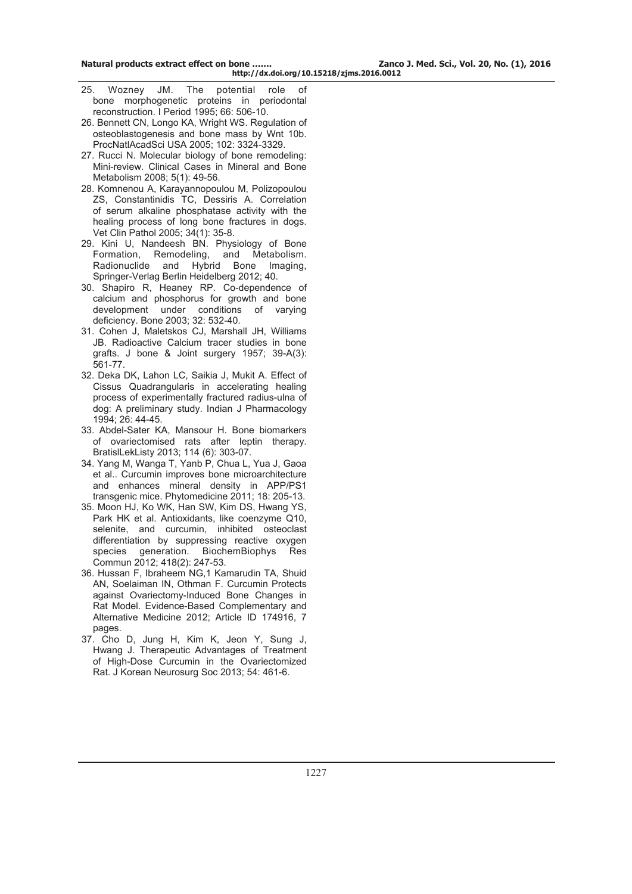25. Wozney JM. The potential role of bone morphogenetic proteins in periodontal reconstruction. I Period 1995; 66: 506-10.
26. Bennett CN, Longo KA, Wright WS. Regulation of osteoblastogenesis and bone mass by Wnt 10b. ProcNatlAcadSci USA 2005; 102: 3324-3329.
27. Rucci N. Molecular biology of bone remodeling: Mini-review. Clinical Cases in Mineral and Bone Metabolism 2008; 5(1): 49-56.
28. Komnenou A, Karayannopoulou M, Polizopoulou ZS, Constantinidis TC, Dessiris A. Correlation of serum alkaline phosphatase activity with the healing process of long bone fractures in dogs. Vet Clin Pathol 2005; 34(1): 35-8.
29. Kini U, Nandeesh BN. Physiology of Bone Formation, Remodeling, and Metabolism. Radionuclide and Hybrid Bone Imaging, Springer-Verlag Berlin Heidelberg 2012; 40.
30. Shapiro R, Heaney RP. Co-dependence of calcium and phosphorus for growth and bone development under conditions of varying deficiency. Bone 2003; 32: 532-40.
31. Cohen J, Maletskos CJ, Marshall JH, Williams JB. Radioactive Calcium tracer studies in bone grafts. J bone & Joint surgery 1957; 39-A(3): 561-77.
32. Deka DK, Lahon LC, Saikia J, Mukit A. Effect of Cissus Quadrangularis in accelerating healing process of experimentally fractured radius-ulna of dog: A preliminary study. Indian J Pharmacology 1994; 26: 44-45.
33. Abdel-Sater KA, Mansour H. Bone biomarkers of ovariectomised rats after leptin therapy. BratislLekListy 2013; 114 (6): 303-07.
34. Yang M, Wanga T, Yanb P, Chua L, Yua J, Gaoa et al.. Curcumin improves bone microarchitecture and enhances mineral density in APP/PS1 transgenic mice. Phytomedicine 2011; 18: 205-13.
35. Moon HJ, Ko WK, Han SW, Kim DS, Hwang YS, Park HK et al. Antioxidants, like coenzyme Q10, selenite, and curcumin, inhibited osteoclast differentiation by suppressing reactive oxygen species generation. BiochemBiophys Res Commun 2012; 418(2): 247-53.
36. Hussan F, Ibraheem NG,1 Kamarudin TA, Shuid AN, Soelaiman IN, Othman F. Curcumin Protects against Ovariectomy-Induced Bone Changes in Rat Model. Evidence-Based Complementary and Alternative Medicine 2012; Article ID 174916, 7 pages.
37. Cho D, Jung H, Kim K, Jeon Y, Sung J, Hwang J. Therapeutic Advantages of Treatment of High-Dose Curcumin in the Ovariectomized Rat. J Korean Neurosurg Soc 2013; 54: 461-6.